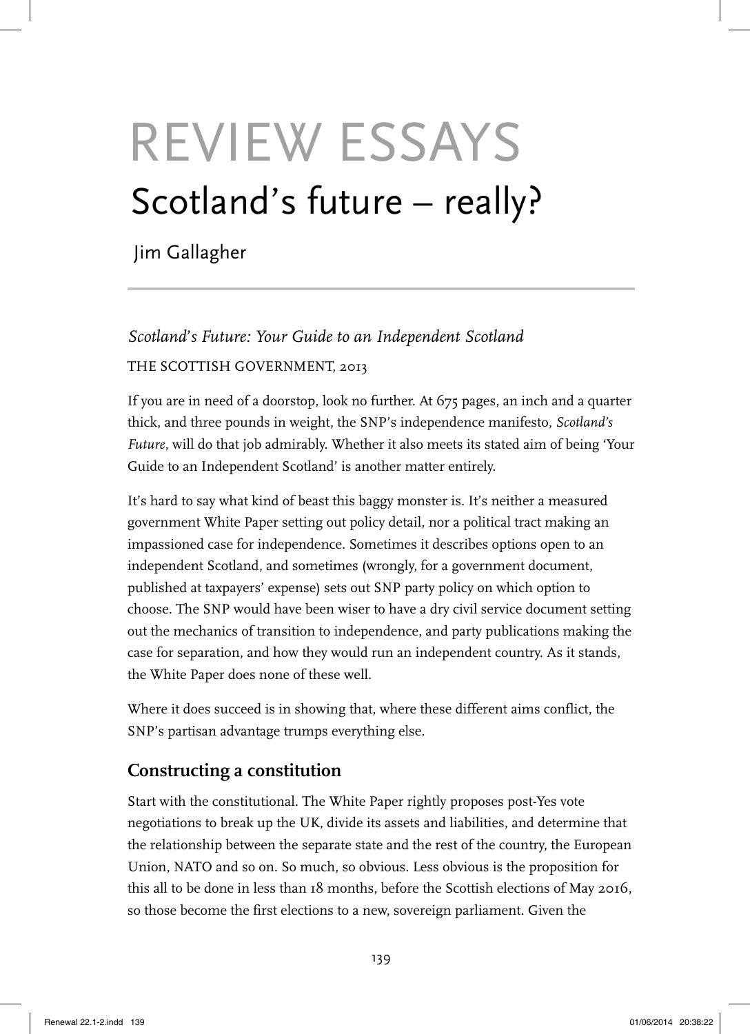# REVIEW ESSAYS

# Scotland's future – really?

Jim Gallagher

*Scotland's Future: Your Guide to an Independent Scotland*

THE SCOTTISH GOVERNMENT, 2013

If you are in need of a doorstop, look no further. At 675 pages, an inch and a quarter thick, and three pounds in weight, the SNP's independence manifesto, *Scotland's Future*, will do that job admirably. Whether it also meets its stated aim of being 'Your Guide to an Independent Scotland' is another matter entirely.

It's hard to say what kind of beast this baggy monster is. It's neither a measured government White Paper setting out policy detail, nor a political tract making an impassioned case for independence. Sometimes it describes options open to an independent Scotland, and sometimes (wrongly, for a government document, published at taxpayers' expense) sets out SNP party policy on which option to choose. The SNP would have been wiser to have a dry civil service document setting out the mechanics of transition to independence, and party publications making the case for separation, and how they would run an independent country. As it stands, the White Paper does none of these well.

Where it does succeed is in showing that, where these different aims conflict, the SNP's partisan advantage trumps everything else.

## Constructing a constitution

Start with the constitutional. The White Paper rightly proposes post-Yes vote negotiations to break up the UK, divide its assets and liabilities, and determine that the relationship between the separate state and the rest of the country, the European Union, NATO and so on. So much, so obvious. Less obvious is the proposition for this all to be done in less than 18 months, before the Scottish elections of May 2016, so those become the first elections to a new, sovereign parliament. Given the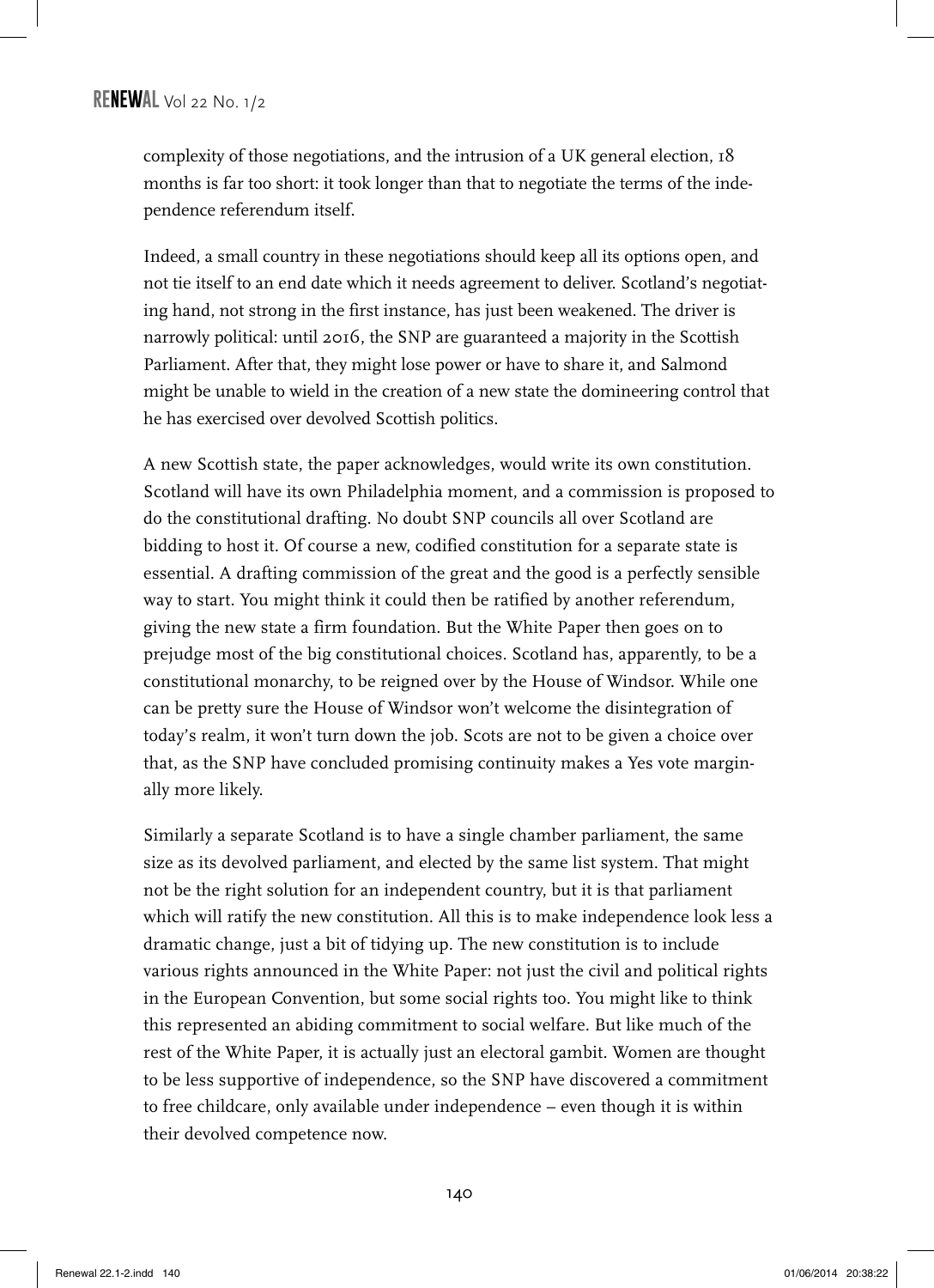complexity of those negotiations, and the intrusion of a UK general election, 18 months is far too short: it took longer than that to negotiate the terms of the independence referendum itself.

Indeed, a small country in these negotiations should keep all its options open, and not tie itself to an end date which it needs agreement to deliver. Scotland's negotiating hand, not strong in the first instance, has just been weakened. The driver is narrowly political: until 2016, the SNP are guaranteed a majority in the Scottish Parliament. After that, they might lose power or have to share it, and Salmond might be unable to wield in the creation of a new state the domineering control that he has exercised over devolved Scottish politics.

A new Scottish state, the paper acknowledges, would write its own constitution. Scotland will have its own Philadelphia moment, and a commission is proposed to do the constitutional drafting. No doubt SNP councils all over Scotland are bidding to host it. Of course a new, codified constitution for a separate state is essential. A drafting commission of the great and the good is a perfectly sensible way to start. You might think it could then be ratified by another referendum, giving the new state a firm foundation. But the White Paper then goes on to prejudge most of the big constitutional choices. Scotland has, apparently, to be a constitutional monarchy, to be reigned over by the House of Windsor. While one can be pretty sure the House of Windsor won't welcome the disintegration of today's realm, it won't turn down the job. Scots are not to be given a choice over that, as the SNP have concluded promising continuity makes a Yes vote marginally more likely.

Similarly a separate Scotland is to have a single chamber parliament, the same size as its devolved parliament, and elected by the same list system. That might not be the right solution for an independent country, but it is that parliament which will ratify the new constitution. All this is to make independence look less a dramatic change, just a bit of tidying up. The new constitution is to include various rights announced in the White Paper: not just the civil and political rights in the European Convention, but some social rights too. You might like to think this represented an abiding commitment to social welfare. But like much of the rest of the White Paper, it is actually just an electoral gambit. Women are thought to be less supportive of independence, so the SNP have discovered a commitment to free childcare, only available under independence – even though it is within their devolved competence now.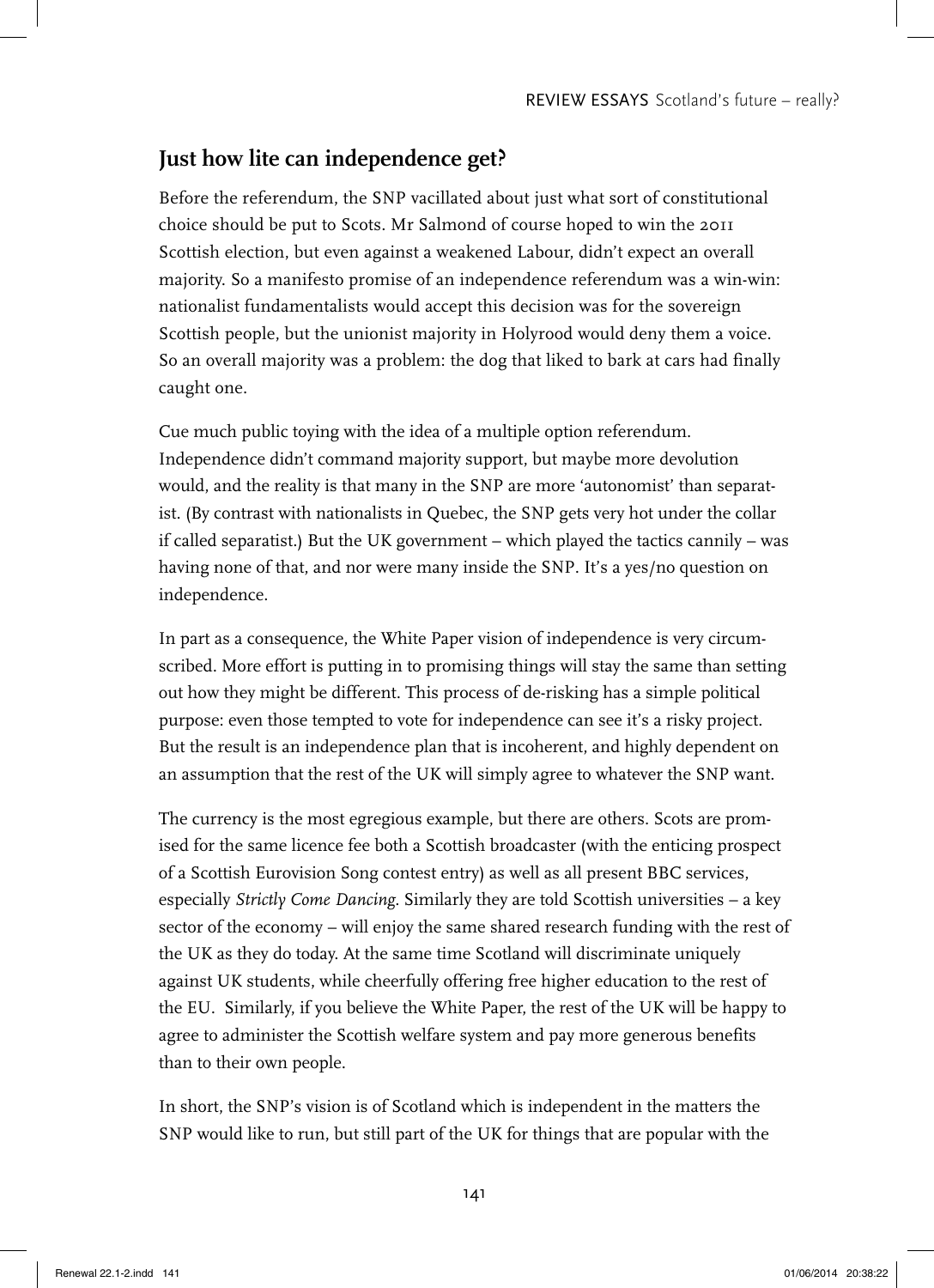## Just how lite can independence get?

Before the referendum, the SNP vacillated about just what sort of constitutional choice should be put to Scots. Mr Salmond of course hoped to win the 2011 Scottish election, but even against a weakened Labour, didn't expect an overall majority. So a manifesto promise of an independence referendum was a win-win: nationalist fundamentalists would accept this decision was for the sovereign Scottish people, but the unionist majority in Holyrood would deny them a voice. So an overall majority was a problem: the dog that liked to bark at cars had finally caught one.

Cue much public toying with the idea of a multiple option referendum. Independence didn't command majority support, but maybe more devolution would, and the reality is that many in the SNP are more 'autonomist' than separatist. (By contrast with nationalists in Quebec, the SNP gets very hot under the collar if called separatist.) But the UK government – which played the tactics cannily – was having none of that, and nor were many inside the SNP. It's a yes/no question on independence.

In part as a consequence, the White Paper vision of independence is very circumscribed. More effort is putting in to promising things will stay the same than setting out how they might be different. This process of de-risking has a simple political purpose: even those tempted to vote for independence can see it's a risky project. But the result is an independence plan that is incoherent, and highly dependent on an assumption that the rest of the UK will simply agree to whatever the SNP want.

The currency is the most egregious example, but there are others. Scots are promised for the same licence fee both a Scottish broadcaster (with the enticing prospect of a Scottish Eurovision Song contest entry) as well as all present BBC services, especially *Strictly Come Dancing*. Similarly they are told Scottish universities – a key sector of the economy – will enjoy the same shared research funding with the rest of the UK as they do today. At the same time Scotland will discriminate uniquely against UK students, while cheerfully offering free higher education to the rest of the EU. Similarly, if you believe the White Paper, the rest of the UK will be happy to agree to administer the Scottish welfare system and pay more generous benefits than to their own people.

In short, the SNP's vision is of Scotland which is independent in the matters the SNP would like to run, but still part of the UK for things that are popular with the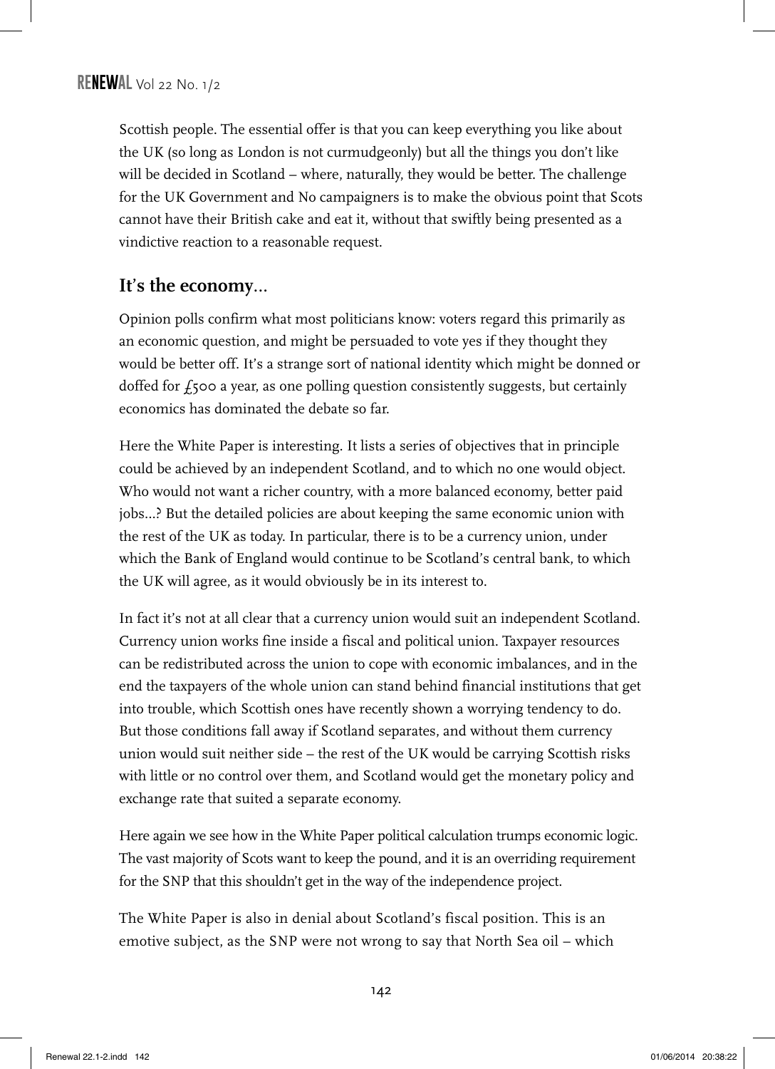Scottish people. The essential offer is that you can keep everything you like about the UK (so long as London is not curmudgeonly) but all the things you don't like will be decided in Scotland – where, naturally, they would be better. The challenge for the UK Government and No campaigners is to make the obvious point that Scots cannot have their British cake and eat it, without that swiftly being presented as a vindictive reaction to a reasonable request.

## It's the economy...

Opinion polls confirm what most politicians know: voters regard this primarily as an economic question, and might be persuaded to vote yes if they thought they would be better off. It's a strange sort of national identity which might be donned or doffed for £500 a year, as one polling question consistently suggests, but certainly economics has dominated the debate so far.

Here the White Paper is interesting. It lists a series of objectives that in principle could be achieved by an independent Scotland, and to which no one would object. Who would not want a richer country, with a more balanced economy, better paid jobs...? But the detailed policies are about keeping the same economic union with the rest of the UK as today. In particular, there is to be a currency union, under which the Bank of England would continue to be Scotland's central bank, to which the UK will agree, as it would obviously be in its interest to.

In fact it's not at all clear that a currency union would suit an independent Scotland. Currency union works fine inside a fiscal and political union. Taxpayer resources can be redistributed across the union to cope with economic imbalances, and in the end the taxpayers of the whole union can stand behind financial institutions that get into trouble, which Scottish ones have recently shown a worrying tendency to do. But those conditions fall away if Scotland separates, and without them currency union would suit neither side – the rest of the UK would be carrying Scottish risks with little or no control over them, and Scotland would get the monetary policy and exchange rate that suited a separate economy.

Here again we see how in the White Paper political calculation trumps economic logic. The vast majority of Scots want to keep the pound, and it is an overriding requirement for the SNP that this shouldn't get in the way of the independence project.

The White Paper is also in denial about Scotland's fiscal position. This is an emotive subject, as the SNP were not wrong to say that North Sea oil – which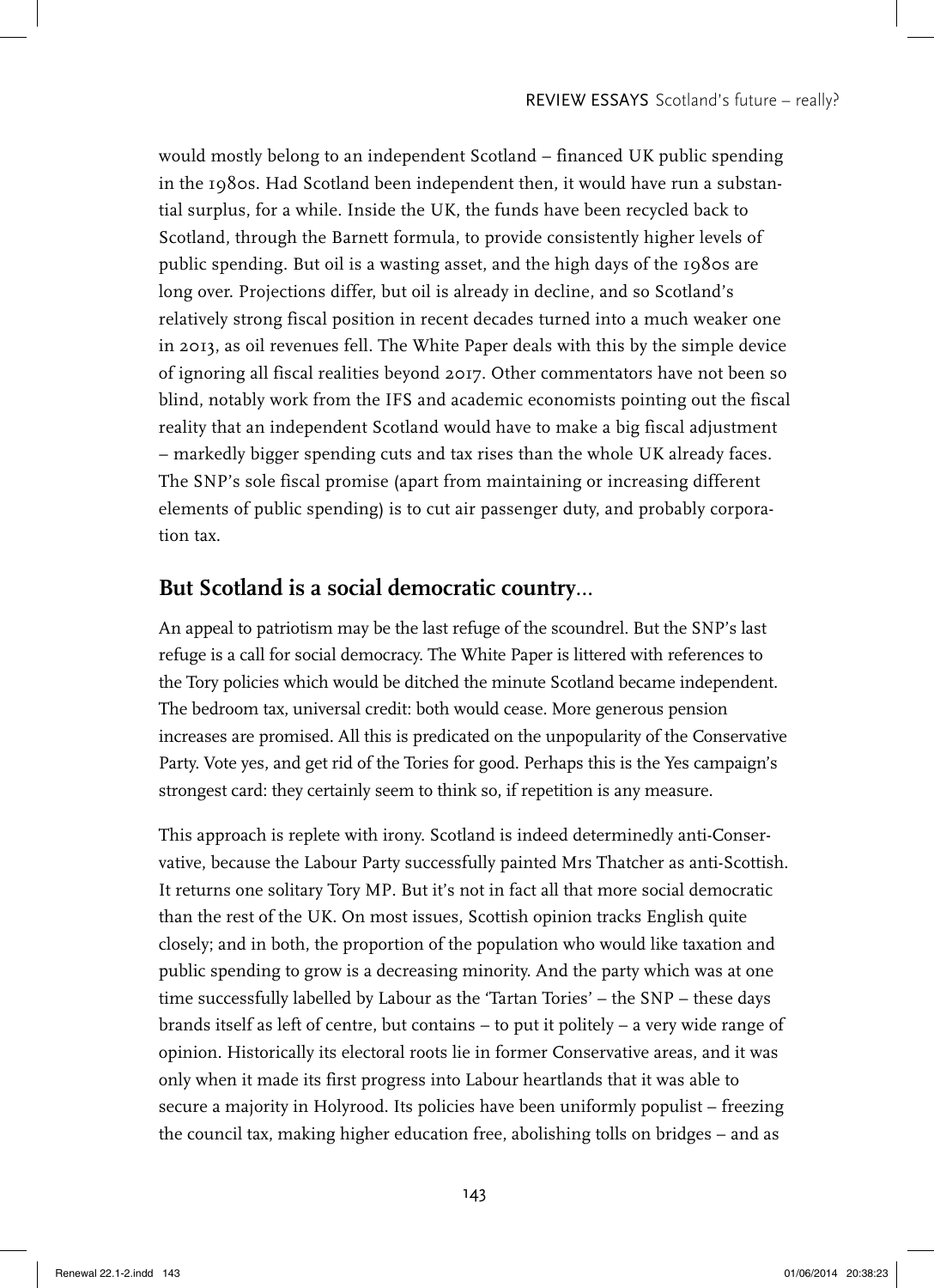would mostly belong to an independent Scotland – financed UK public spending in the 1980s. Had Scotland been independent then, it would have run a substantial surplus, for a while. Inside the UK, the funds have been recycled back to Scotland, through the Barnett formula, to provide consistently higher levels of public spending. But oil is a wasting asset, and the high days of the 1980s are long over. Projections differ, but oil is already in decline, and so Scotland's relatively strong fiscal position in recent decades turned into a much weaker one in 2013, as oil revenues fell. The White Paper deals with this by the simple device of ignoring all fiscal realities beyond 2017. Other commentators have not been so blind, notably work from the IFS and academic economists pointing out the fiscal reality that an independent Scotland would have to make a big fiscal adjustment – markedly bigger spending cuts and tax rises than the whole UK already faces. The SNP's sole fiscal promise (apart from maintaining or increasing different elements of public spending) is to cut air passenger duty, and probably corporation tax.

## But Scotland is a social democratic country...

An appeal to patriotism may be the last refuge of the scoundrel. But the SNP's last refuge is a call for social democracy. The White Paper is littered with references to the Tory policies which would be ditched the minute Scotland became independent. The bedroom tax, universal credit: both would cease. More generous pension increases are promised. All this is predicated on the unpopularity of the Conservative Party. Vote yes, and get rid of the Tories for good. Perhaps this is the Yes campaign's strongest card: they certainly seem to think so, if repetition is any measure.

This approach is replete with irony. Scotland is indeed determinedly anti-Conservative, because the Labour Party successfully painted Mrs Thatcher as anti-Scottish. It returns one solitary Tory MP. But it's not in fact all that more social democratic than the rest of the UK. On most issues, Scottish opinion tracks English quite closely; and in both, the proportion of the population who would like taxation and public spending to grow is a decreasing minority. And the party which was at one time successfully labelled by Labour as the 'Tartan Tories' – the SNP – these days brands itself as left of centre, but contains – to put it politely – a very wide range of opinion. Historically its electoral roots lie in former Conservative areas, and it was only when it made its first progress into Labour heartlands that it was able to secure a majority in Holyrood. Its policies have been uniformly populist – freezing the council tax, making higher education free, abolishing tolls on bridges – and as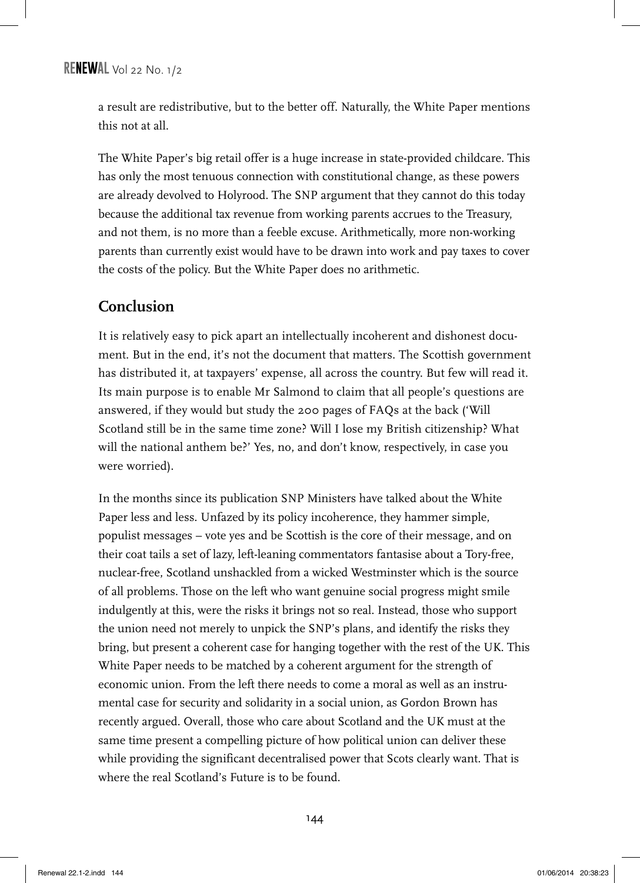a result are redistributive, but to the better off. Naturally, the White Paper mentions this not at all.

The White Paper's big retail offer is a huge increase in state-provided childcare. This has only the most tenuous connection with constitutional change, as these powers are already devolved to Holyrood. The SNP argument that they cannot do this today because the additional tax revenue from working parents accrues to the Treasury, and not them, is no more than a feeble excuse. Arithmetically, more non-working parents than currently exist would have to be drawn into work and pay taxes to cover the costs of the policy. But the White Paper does no arithmetic.

## Conclusion

It is relatively easy to pick apart an intellectually incoherent and dishonest document. But in the end, it's not the document that matters. The Scottish government has distributed it, at taxpayers' expense, all across the country. But few will read it. Its main purpose is to enable Mr Salmond to claim that all people's questions are answered, if they would but study the 200 pages of FAQs at the back ('Will Scotland still be in the same time zone? Will I lose my British citizenship? What will the national anthem be?' Yes, no, and don't know, respectively, in case you were worried).

In the months since its publication SNP Ministers have talked about the White Paper less and less. Unfazed by its policy incoherence, they hammer simple, populist messages – vote yes and be Scottish is the core of their message, and on their coat tails a set of lazy, left-leaning commentators fantasise about a Tory-free, nuclear-free, Scotland unshackled from a wicked Westminster which is the source of all problems. Those on the left who want genuine social progress might smile indulgently at this, were the risks it brings not so real. Instead, those who support the union need not merely to unpick the SNP's plans, and identify the risks they bring, but present a coherent case for hanging together with the rest of the UK. This White Paper needs to be matched by a coherent argument for the strength of economic union. From the left there needs to come a moral as well as an instrumental case for security and solidarity in a social union, as Gordon Brown has recently argued. Overall, those who care about Scotland and the UK must at the same time present a compelling picture of how political union can deliver these while providing the significant decentralised power that Scots clearly want. That is where the real Scotland's Future is to be found.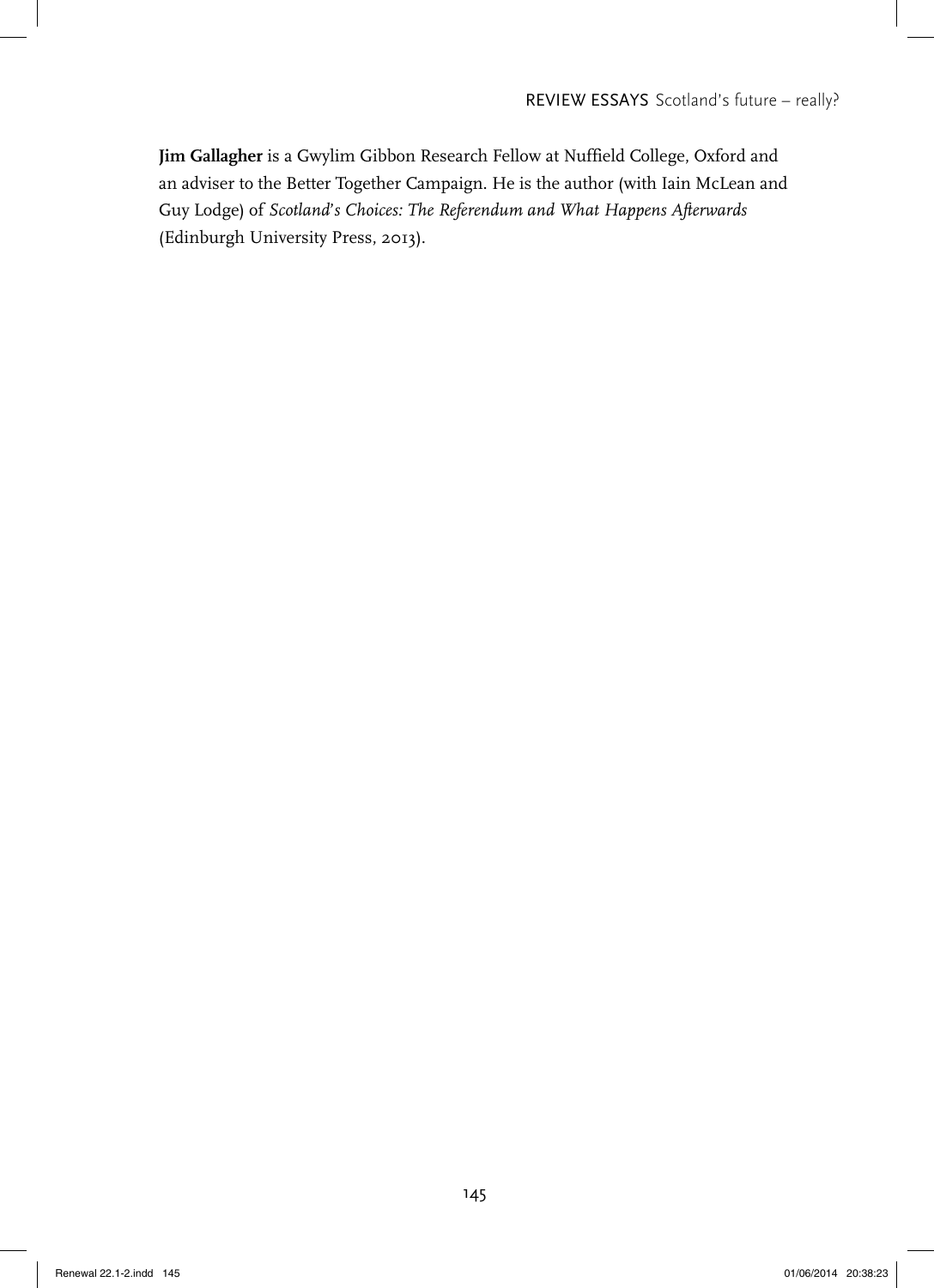**Jim Gallagher** is a Gwylim Gibbon Research Fellow at Nuffield College, Oxford and an adviser to the Better Together Campaign. He is the author (with Iain McLean and Guy Lodge) of *Scotland's Choices: The Referendum and What Happens Afterwards* (Edinburgh University Press, 2013).